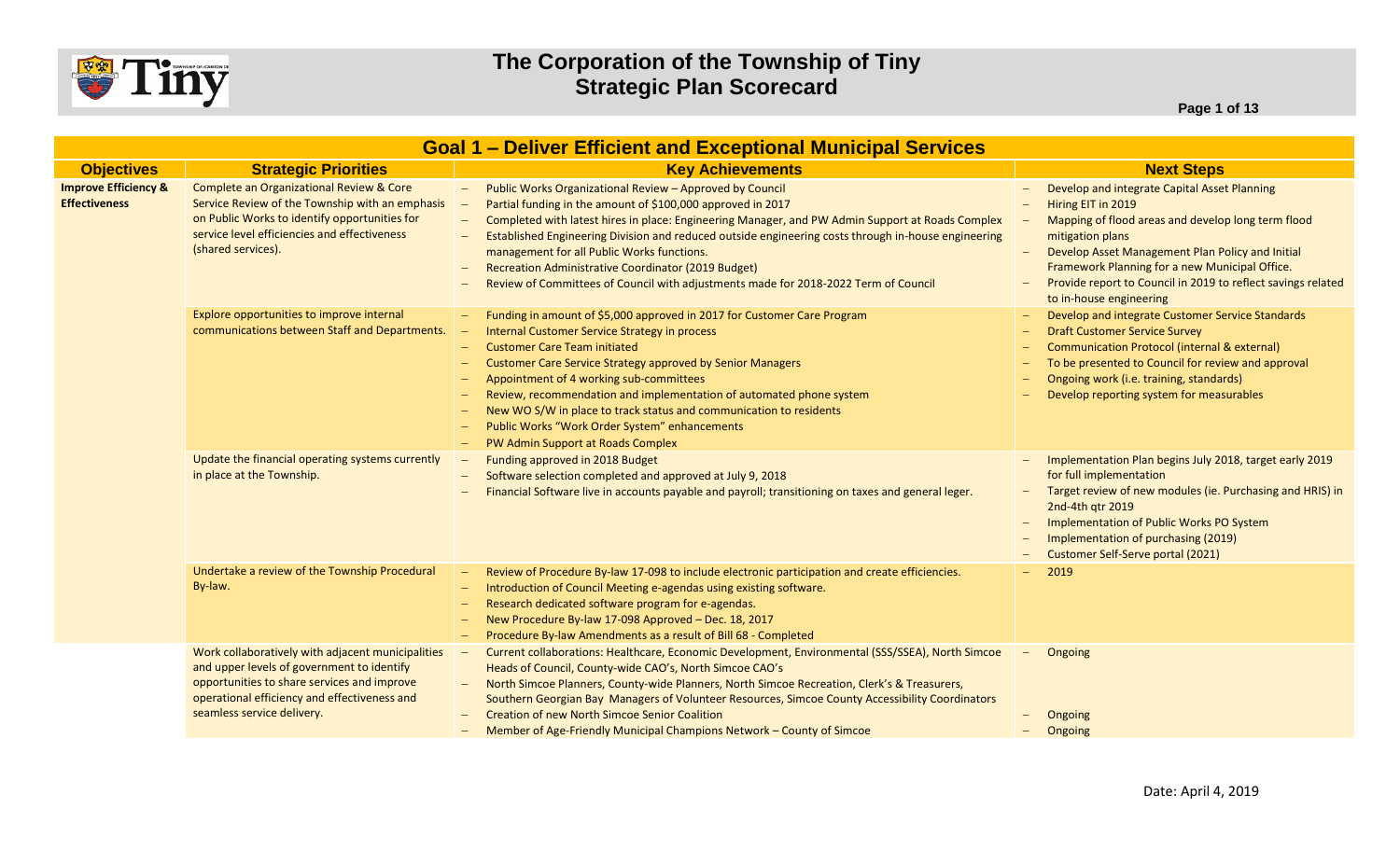# The Corporation of the Township of Tiny
## Strategic Plan Scorecard

## Goal 1 – Deliver Efficient and Exceptional Municipal Services

| Objectives | Strategic Priorities | Key Achievements | Next Steps |
|---|---|---|---|
| **Improve Efficiency & Effectiveness** | Complete an Organizational Review & Core Service Review of the Township with an emphasis on Public Works to identify opportunities for service level efficiencies and effectiveness (shared services). | – Public Works Organizational Review – Approved by Council<br>– Partial funding in the amount of $100,000 approved in 2017<br>– Completed with latest hires in place: Engineering Manager, and PW Admin Support at Roads Complex<br>– Established Engineering Division and reduced outside engineering costs through in-house engineering management for all Public Works functions.<br>– Recreation Administrative Coordinator (2019 Budget)<br>– Review of Committees of Council with adjustments made for 2018-2022 Term of Council | – Develop and integrate Capital Asset Planning<br>– Hiring EIT in 2019<br>– Mapping of flood areas and develop long term flood mitigation plans<br>– Develop Asset Management Plan Policy and Initial Framework Planning for a new Municipal Office.<br>– Provide report to Council in 2019 to reflect savings related to in-house engineering |
| | Explore opportunities to improve internal communications between Staff and Departments. | – Funding in amount of $5,000 approved in 2017 for Customer Care Program<br>– Internal Customer Service Strategy in process<br>– Customer Care Team initiated<br>– Customer Care Service Strategy approved by Senior Managers<br>– Appointment of 4 working sub-committees<br>– Review, recommendation and implementation of automated phone system<br>– New WO S/W in place to track status and communication to residents<br>– Public Works "Work Order System" enhancements<br>– PW Admin Support at Roads Complex | – Develop and integrate Customer Service Standards<br>– Draft Customer Service Survey<br>– Communication Protocol (internal & external)<br>– To be presented to Council for review and approval<br>– Ongoing work (i.e. training, standards)<br>– Develop reporting system for measurables |
| | Update the financial operating systems currently in place at the Township. | – Funding approved in 2018 Budget<br>– Software selection completed and approved at July 9, 2018<br>– Financial Software live in accounts payable and payroll; transitioning on taxes and general leger. | – Implementation Plan begins July 2018, target early 2019 for full implementation<br>– Target review of new modules (ie. Purchasing and HRIS) in 2nd-4th qtr 2019<br>– Implementation of Public Works PO System<br>– Implementation of purchasing (2019)<br>– Customer Self-Serve portal (2021) |
| | Undertake a review of the Township Procedural By-law. | – Review of Procedure By-law 17-098 to include electronic participation and create efficiencies.<br>– Introduction of Council Meeting e-agendas using existing software.<br>– Research dedicated software program for e-agendas.<br>– New Procedure By-law 17-098 Approved – Dec. 18, 2017<br>– Procedure By-law Amendments as a result of Bill 68 - Completed | – 2019 |
| | Work collaboratively with adjacent municipalities and upper levels of government to identify opportunities to share services and improve operational efficiency and effectiveness and seamless service delivery. | – Current collaborations: Healthcare, Economic Development, Environmental (SSS/SSEA), North Simcoe Heads of Council, County-wide CAO's, North Simcoe CAO's<br>– North Simcoe Planners, County-wide Planners, North Simcoe Recreation, Clerk's & Treasurers, Southern Georgian Bay Managers of Volunteer Resources, Simcoe County Accessibility Coordinators<br>– Creation of new North Simcoe Senior Coalition<br>– Member of Age-Friendly Municipal Champions Network – County of Simcoe | – Ongoing<br>– Ongoing<br>– Ongoing |

Date: April 4, 2019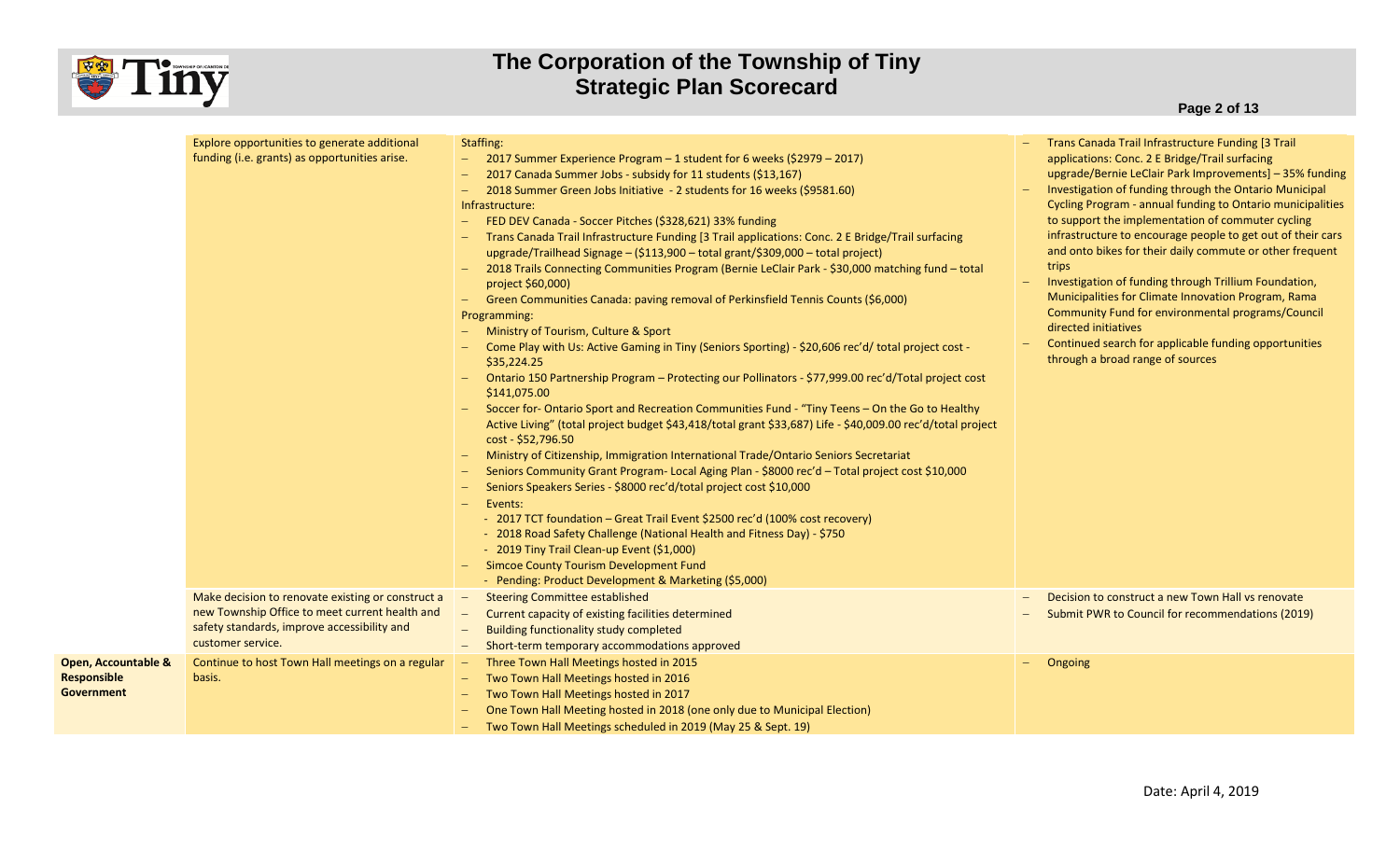# The Corporation of the Township of Tiny
## Strategic Plan Scorecard

| | | | |
|---|---|---|---|
| | Explore opportunities to generate additional funding (i.e. grants) as opportunities arise. | Staffing:<br>– 2017 Summer Experience Program – 1 student for 6 weeks ($2979 – 2017)<br>– 2017 Canada Summer Jobs - subsidy for 11 students ($13,167)<br>– 2018 Summer Green Jobs Initiative - 2 students for 16 weeks ($9581.60)<br>Infrastructure:<br>– FED DEV Canada - Soccer Pitches ($328,621) 33% funding<br>– Trans Canada Trail Infrastructure Funding [3 Trail applications: Conc. 2 E Bridge/Trail surfacing upgrade/Trailhead Signage – ($113,900 – total grant/$309,000 – total project)<br>– 2018 Trails Connecting Communities Program (Bernie LeClair Park - $30,000 matching fund – total project $60,000)<br>– Green Communities Canada: paving removal of Perkinsfield Tennis Counts ($6,000)<br>Programming:<br>– Ministry of Tourism, Culture & Sport<br>– Come Play with Us: Active Gaming in Tiny (Seniors Sporting) - $20,606 rec'd/ total project cost - $35,224.25<br>– Ontario 150 Partnership Program – Protecting our Pollinators - $77,999.00 rec'd/Total project cost $141,075.00<br>– Soccer for- Ontario Sport and Recreation Communities Fund - "Tiny Teens – On the Go to Healthy Active Living" (total project budget $43,418/total grant $33,687) Life - $40,009.00 rec'd/total project cost - $52,796.50<br>– Ministry of Citizenship, Immigration International Trade/Ontario Seniors Secretariat<br>– Seniors Community Grant Program- Local Aging Plan - $8000 rec'd – Total project cost $10,000<br>– Seniors Speakers Series - $8000 rec'd/total project cost $10,000<br>– Events:<br>- 2017 TCT foundation – Great Trail Event $2500 rec'd (100% cost recovery)<br>- 2018 Road Safety Challenge (National Health and Fitness Day) - $750<br>- 2019 Tiny Trail Clean-up Event ($1,000)<br>– Simcoe County Tourism Development Fund<br>- Pending: Product Development & Marketing ($5,000) | – Trans Canada Trail Infrastructure Funding [3 Trail applications: Conc. 2 E Bridge/Trail surfacing upgrade/Bernie LeClair Park Improvements] – 35% funding<br>– Investigation of funding through the Ontario Municipal Cycling Program - annual funding to Ontario municipalities to support the implementation of commuter cycling infrastructure to encourage people to get out of their cars and onto bikes for their daily commute or other frequent trips<br>– Investigation of funding through Trillium Foundation, Municipalities for Climate Innovation Program, Rama Community Fund for environmental programs/Council directed initiatives<br>– Continued search for applicable funding opportunities through a broad range of sources |
| | Make decision to renovate existing or construct a new Township Office to meet current health and safety standards, improve accessibility and customer service. | – Steering Committee established<br>– Current capacity of existing facilities determined<br>– Building functionality study completed<br>– Short-term temporary accommodations approved | – Decision to construct a new Town Hall vs renovate<br>– Submit PWR to Council for recommendations (2019) |
| **Open, Accountable & Responsible Government** | Continue to host Town Hall meetings on a regular basis. | – Three Town Hall Meetings hosted in 2015<br>– Two Town Hall Meetings hosted in 2016<br>– Two Town Hall Meetings hosted in 2017<br>– One Town Hall Meeting hosted in 2018 (one only due to Municipal Election)<br>– Two Town Hall Meetings scheduled in 2019 (May 25 & Sept. 19) | – Ongoing |

Date: April 4, 2019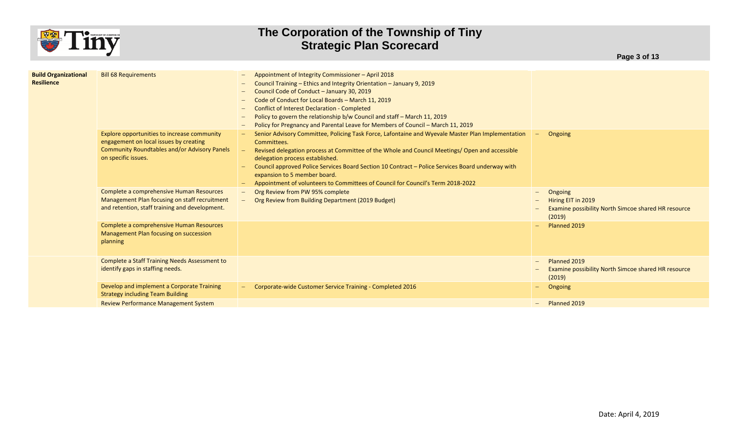# The Corporation of the Township of Tiny
## Strategic Plan Scorecard

| | | | |
|---|---|---|---|
| **Build Organizational Resilience** | Bill 68 Requirements | – Appointment of Integrity Commissioner – April 2018<br>– Council Training – Ethics and Integrity Orientation – January 9, 2019<br>– Council Code of Conduct – January 30, 2019<br>– Code of Conduct for Local Boards – March 11, 2019<br>– Conflict of Interest Declaration - Completed<br>– Policy to govern the relationship b/w Council and staff – March 11, 2019<br>– Policy for Pregnancy and Parental Leave for Members of Council – March 11, 2019 | |
| | Explore opportunities to increase community engagement on local issues by creating Community Roundtables and/or Advisory Panels on specific issues. | – Senior Advisory Committee, Policing Task Force, Lafontaine and Wyevale Master Plan Implementation Committees.<br>– Revised delegation process at Committee of the Whole and Council Meetings/ Open and accessible delegation process established.<br>– Council approved Police Services Board Section 10 Contract – Police Services Board underway with expansion to 5 member board.<br>– Appointment of volunteers to Committees of Council for Council's Term 2018-2022 | – Ongoing |
| | Complete a comprehensive Human Resources Management Plan focusing on staff recruitment and retention, staff training and development. | – Org Review from PW 95% complete<br>– Org Review from Building Department (2019 Budget) | – Ongoing<br>– Hiring EIT in 2019<br>– Examine possibility North Simcoe shared HR resource (2019) |
| | Complete a comprehensive Human Resources Management Plan focusing on succession planning | | – Planned 2019 |
| | Complete a Staff Training Needs Assessment to identify gaps in staffing needs. | | – Planned 2019<br>– Examine possibility North Simcoe shared HR resource (2019) |
| | Develop and implement a Corporate Training Strategy including Team Building | – Corporate-wide Customer Service Training - Completed 2016 | – Ongoing |
| | Review Performance Management System | | – Planned 2019 |

Date: April 4, 2019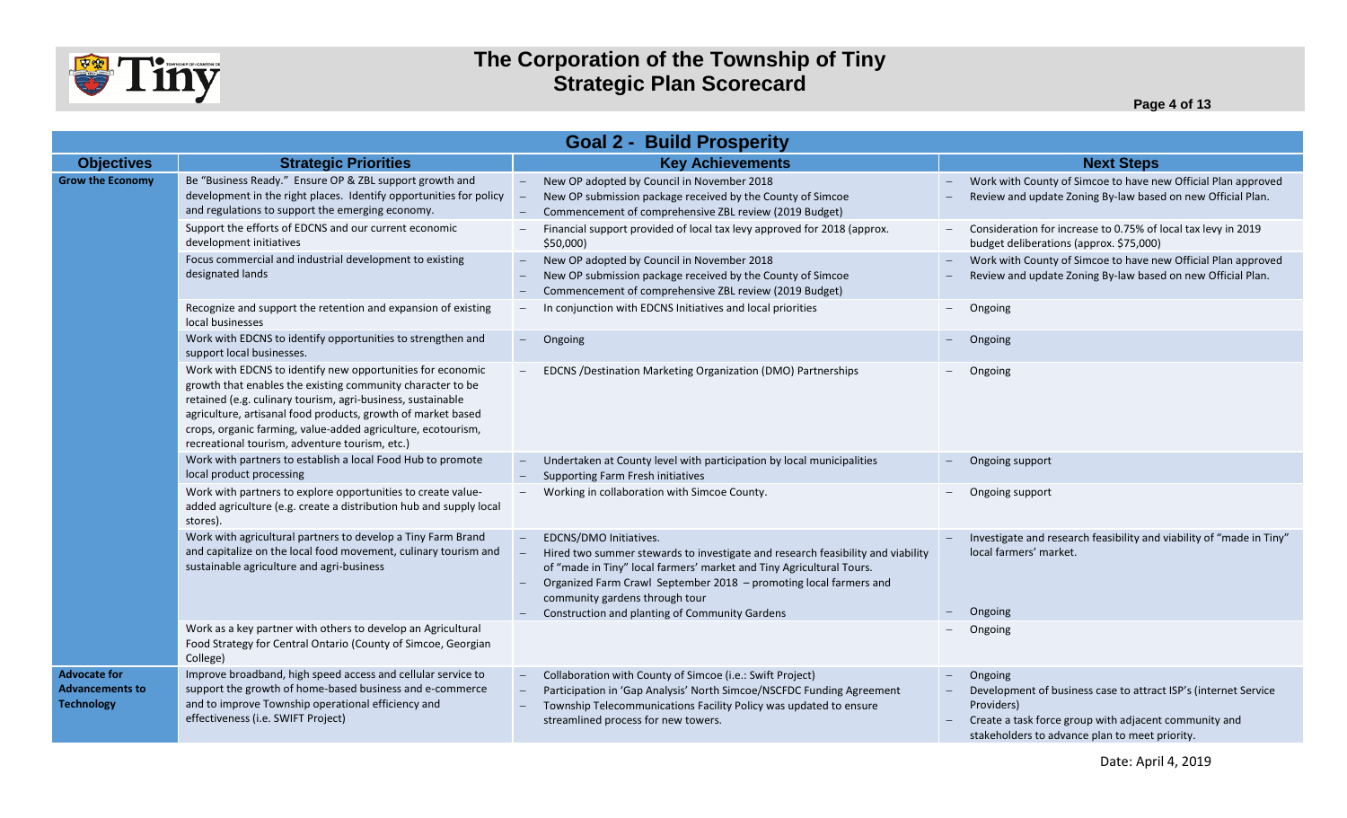# The Corporation of the Township of Tiny
## Strategic Plan Scorecard

## Goal 2 - Build Prosperity

| Objectives | Strategic Priorities | Key Achievements | Next Steps |
|---|---|---|---|
| **Grow the Economy** | Be "Business Ready." Ensure OP & ZBL support growth and development in the right places. Identify opportunities for policy and regulations to support the emerging economy. | – New OP adopted by Council in November 2018<br>– New OP submission package received by the County of Simcoe<br>– Commencement of comprehensive ZBL review (2019 Budget) | – Work with County of Simcoe to have new Official Plan approved<br>– Review and update Zoning By-law based on new Official Plan. |
| | Support the efforts of EDCNS and our current economic development initiatives | – Financial support provided of local tax levy approved for 2018 (approx. $50,000) | – Consideration for increase to 0.75% of local tax levy in 2019 budget deliberations (approx. $75,000) |
| | Focus commercial and industrial development to existing designated lands | – New OP adopted by Council in November 2018<br>– New OP submission package received by the County of Simcoe<br>– Commencement of comprehensive ZBL review (2019 Budget) | – Work with County of Simcoe to have new Official Plan approved<br>– Review and update Zoning By-law based on new Official Plan. |
| | Recognize and support the retention and expansion of existing local businesses | – In conjunction with EDCNS Initiatives and local priorities | – Ongoing |
| | Work with EDCNS to identify opportunities to strengthen and support local businesses. | – Ongoing | – Ongoing |
| | Work with EDCNS to identify new opportunities for economic growth that enables the existing community character to be retained (e.g. culinary tourism, agri-business, sustainable agriculture, artisanal food products, growth of market based crops, organic farming, value-added agriculture, ecotourism, recreational tourism, adventure tourism, etc.) | – EDCNS /Destination Marketing Organization (DMO) Partnerships | – Ongoing |
| | Work with partners to establish a local Food Hub to promote local product processing | – Undertaken at County level with participation by local municipalities<br>– Supporting Farm Fresh initiatives | – Ongoing support |
| | Work with partners to explore opportunities to create value-added agriculture (e.g. create a distribution hub and supply local stores). | – Working in collaboration with Simcoe County. | – Ongoing support |
| | Work with agricultural partners to develop a Tiny Farm Brand and capitalize on the local food movement, culinary tourism and sustainable agriculture and agri-business | – EDCNS/DMO Initiatives.<br>– Hired two summer stewards to investigate and research feasibility and viability of "made in Tiny" local farmers' market and Tiny Agricultural Tours.<br>– Organized Farm Crawl September 2018 – promoting local farmers and community gardens through tour<br>– Construction and planting of Community Gardens | – Investigate and research feasibility and viability of "made in Tiny" local farmers' market.<br>– Ongoing |
| | Work as a key partner with others to develop an Agricultural Food Strategy for Central Ontario (County of Simcoe, Georgian College) | | – Ongoing |
| **Advocate for Advancements to Technology** | Improve broadband, high speed access and cellular service to support the growth of home-based business and e-commerce and to improve Township operational efficiency and effectiveness (i.e. SWIFT Project) | – Collaboration with County of Simcoe (i.e.: Swift Project)<br>– Participation in 'Gap Analysis' North Simcoe/NSCFDC Funding Agreement<br>– Township Telecommunications Facility Policy was updated to ensure streamlined process for new towers. | – Ongoing<br>– Development of business case to attract ISP's (internet Service Providers)<br>– Create a task force group with adjacent community and stakeholders to advance plan to meet priority. |

Date: April 4, 2019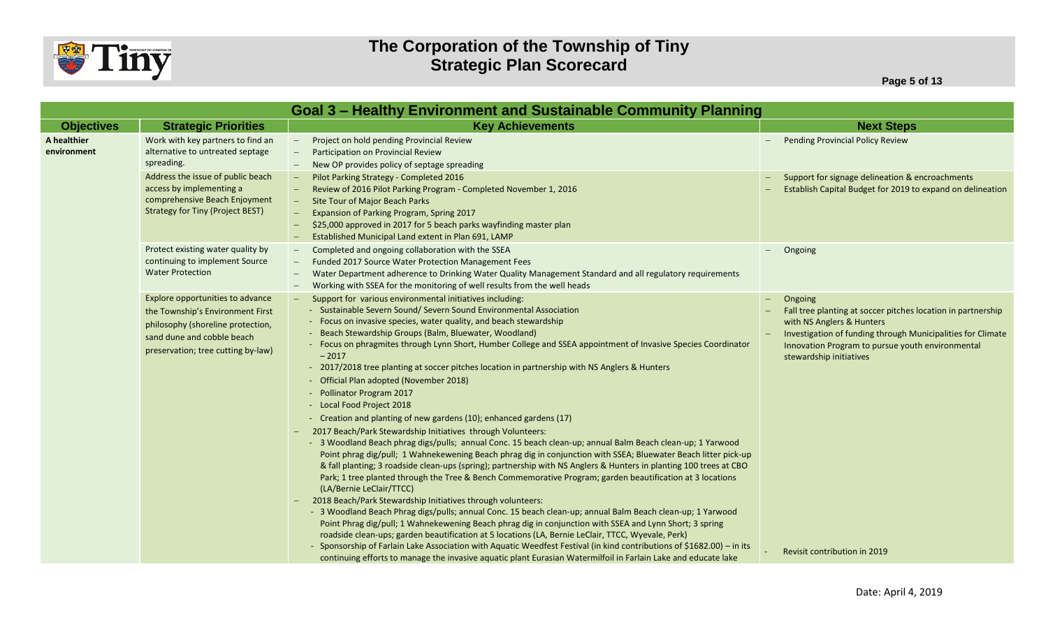# The Corporation of the Township of Tiny
## Strategic Plan Scorecard

## Goal 3 – Healthy Environment and Sustainable Community Planning

| Objectives | Strategic Priorities | Key Achievements | Next Steps |
|---|---|---|---|
| **A healthier environment** | Work with key partners to find an alternative to untreated septage spreading. | – Project on hold pending Provincial Review<br>– Participation on Provincial Review<br>– New OP provides policy of septage spreading | – Pending Provincial Policy Review |
| | Address the issue of public beach access by implementing a comprehensive Beach Enjoyment Strategy for Tiny (Project BEST) | – Pilot Parking Strategy - Completed 2016<br>– Review of 2016 Pilot Parking Program - Completed November 1, 2016<br>– Site Tour of Major Beach Parks<br>– Expansion of Parking Program, Spring 2017<br>– $25,000 approved in 2017 for 5 beach parks wayfinding master plan<br>– Established Municipal Land extent in Plan 691, LAMP | – Support for signage delineation & encroachments<br>– Establish Capital Budget for 2019 to expand on delineation |
| | Protect existing water quality by continuing to implement Source Water Protection | – Completed and ongoing collaboration with the SSEA<br>– Funded 2017 Source Water Protection Management Fees<br>– Water Department adherence to Drinking Water Quality Management Standard and all regulatory requirements<br>– Working with SSEA for the monitoring of well results from the well heads | – Ongoing |
| | Explore opportunities to advance the Township's Environment First philosophy (shoreline protection, sand dune and cobble beach preservation; tree cutting by-law) | – Support for various environmental initiatives including:<br>- Sustainable Severn Sound/ Severn Sound Environmental Association<br>- Focus on invasive species, water quality, and beach stewardship<br>- Beach Stewardship Groups (Balm, Bluewater, Woodland)<br>- Focus on phragmites through Lynn Short, Humber College and SSEA appointment of Invasive Species Coordinator – 2017<br>- 2017/2018 tree planting at soccer pitches location in partnership with NS Anglers & Hunters<br>- Official Plan adopted (November 2018)<br>- Pollinator Program 2017<br>- Local Food Project 2018<br>- Creation and planting of new gardens (10); enhanced gardens (17)<br>– 2017 Beach/Park Stewardship Initiatives through Volunteers:<br>- 3 Woodland Beach phrag digs/pulls; annual Conc. 15 beach clean-up; annual Balm Beach clean-up; 1 Yarwood Point phrag dig/pull; 1 Wahnekewening Beach phrag dig in conjunction with SSEA; Bluewater Beach litter pick-up & fall planting; 3 roadside clean-ups (spring); partnership with NS Anglers & Hunters in planting 100 trees at CBO Park; 1 tree planted through the Tree & Bench Commemorative Program; garden beautification at 3 locations (LA/Bernie LeClair/TTCC)<br>– 2018 Beach/Park Stewardship Initiatives through volunteers:<br>- 3 Woodland Beach Phrag digs/pulls; annual Conc. 15 beach clean-up; annual Balm Beach clean-up; 1 Yarwood Point Phrag dig/pull; 1 Wahnekewening Beach phrag dig in conjunction with SSEA and Lynn Short; 3 spring roadside clean-ups; garden beautification at 5 locations (LA, Bernie LeClair, TTCC, Wyevale, Perk)<br>- Sponsorship of Farlain Lake Association with Aquatic Weedfest Festival (in kind contributions of $1682.00) – in its continuing efforts to manage the invasive aquatic plant Eurasian Watermilfoil in Farlain Lake and educate lake | – Ongoing<br>– Fall tree planting at soccer pitches location in partnership with NS Anglers & Hunters<br>– Investigation of funding through Municipalities for Climate Innovation Program to pursue youth environmental stewardship initiatives<br>- Revisit contribution in 2019 |

Date: April 4, 2019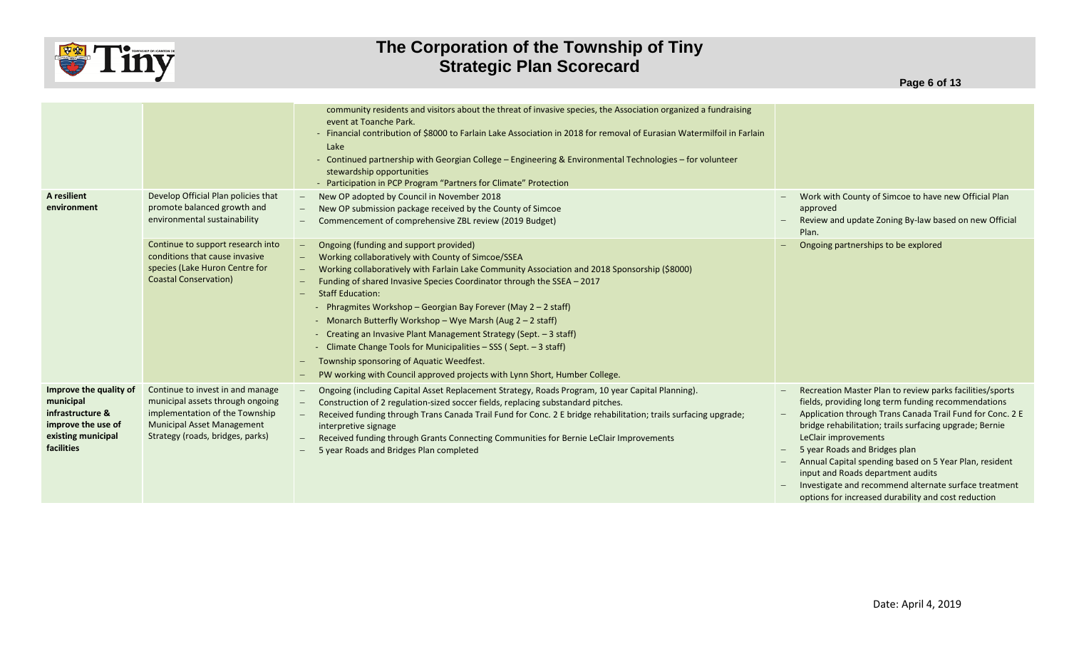| | | | |
|---|---|---|---|
| | | community residents and visitors about the threat of invasive species, the Association organized a fundraising event at Toanche Park.<br>- Financial contribution of $8000 to Farlain Lake Association in 2018 for removal of Eurasian Watermilfoil in Farlain Lake<br>- Continued partnership with Georgian College – Engineering & Environmental Technologies – for volunteer stewardship opportunities<br>- Participation in PCP Program "Partners for Climate" Protection | |
| **A resilient environment** | Develop Official Plan policies that promote balanced growth and environmental sustainability | – New OP adopted by Council in November 2018<br>– New OP submission package received by the County of Simcoe<br>– Commencement of comprehensive ZBL review (2019 Budget) | – Work with County of Simcoe to have new Official Plan approved<br>– Review and update Zoning By-law based on new Official Plan. |
| | Continue to support research into conditions that cause invasive species (Lake Huron Centre for Coastal Conservation) | – Ongoing (funding and support provided)<br>– Working collaboratively with County of Simcoe/SSEA<br>– Working collaboratively with Farlain Lake Community Association and 2018 Sponsorship ($8000)<br>– Funding of shared Invasive Species Coordinator through the SSEA – 2017<br>– Staff Education:<br>- Phragmites Workshop – Georgian Bay Forever (May 2 – 2 staff)<br>- Monarch Butterfly Workshop – Wye Marsh (Aug 2 – 2 staff)<br>- Creating an Invasive Plant Management Strategy (Sept. – 3 staff)<br>- Climate Change Tools for Municipalities – SSS ( Sept. – 3 staff)<br>– Township sponsoring of Aquatic Weedfest.<br>– PW working with Council approved projects with Lynn Short, Humber College. | – Ongoing partnerships to be explored |
| **Improve the quality of municipal infrastructure & improve the use of existing municipal facilities** | Continue to invest in and manage municipal assets through ongoing implementation of the Township Municipal Asset Management Strategy (roads, bridges, parks) | – Ongoing (including Capital Asset Replacement Strategy, Roads Program, 10 year Capital Planning).<br>– Construction of 2 regulation-sized soccer fields, replacing substandard pitches.<br>– Received funding through Trans Canada Trail Fund for Conc. 2 E bridge rehabilitation; trails surfacing upgrade; interpretive signage<br>– Received funding through Grants Connecting Communities for Bernie LeClair Improvements<br>– 5 year Roads and Bridges Plan completed | – Recreation Master Plan to review parks facilities/sports fields, providing long term funding recommendations<br>– Application through Trans Canada Trail Fund for Conc. 2 E bridge rehabilitation; trails surfacing upgrade; Bernie LeClair improvements<br>– 5 year Roads and Bridges plan<br>– Annual Capital spending based on 5 Year Plan, resident input and Roads department audits<br>– Investigate and recommend alternate surface treatment options for increased durability and cost reduction |

Date: April 4, 2019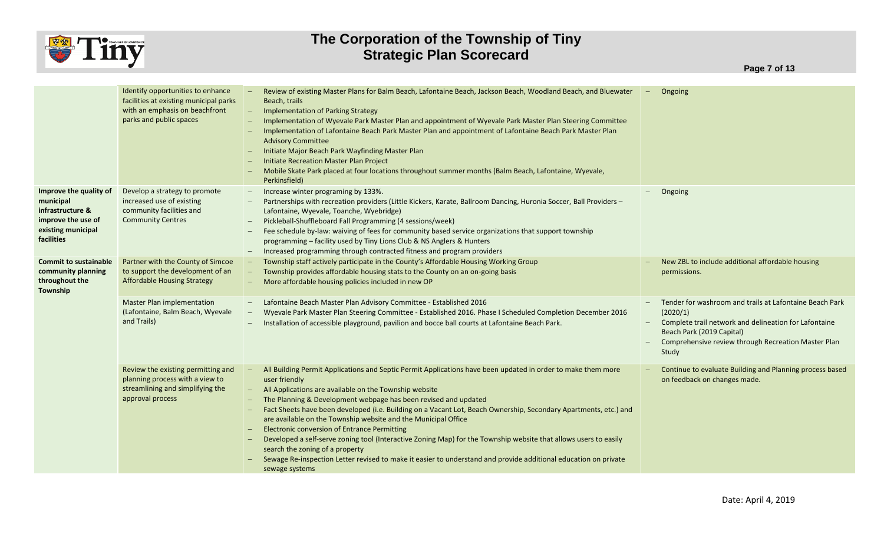# The Corporation of the Township of Tiny
## Strategic Plan Scorecard

| | | | |
|---|---|---|---|
| | Identify opportunities to enhance facilities at existing municipal parks with an emphasis on beachfront parks and public spaces | – Review of existing Master Plans for Balm Beach, Lafontaine Beach, Jackson Beach, Woodland Beach, and Bluewater Beach, trails<br>– Implementation of Parking Strategy<br>– Implementation of Wyevale Park Master Plan and appointment of Wyevale Park Master Plan Steering Committee<br>– Implementation of Lafontaine Beach Park Master Plan and appointment of Lafontaine Beach Park Master Plan Advisory Committee<br>– Initiate Major Beach Park Wayfinding Master Plan<br>– Initiate Recreation Master Plan Project<br>– Mobile Skate Park placed at four locations throughout summer months (Balm Beach, Lafontaine, Wyevale, Perkinsfield) | – Ongoing |
| **Improve the quality of municipal infrastructure & improve the use of existing municipal facilities** | Develop a strategy to promote increased use of existing community facilities and Community Centres | – Increase winter programing by 133%.<br>– Partnerships with recreation providers (Little Kickers, Karate, Ballroom Dancing, Huronia Soccer, Ball Providers – Lafontaine, Wyevale, Toanche, Wyebridge)<br>– Pickleball-Shuffleboard Fall Programming (4 sessions/week)<br>– Fee schedule by-law: waiving of fees for community based service organizations that support township programming – facility used by Tiny Lions Club & NS Anglers & Hunters<br>– Increased programming through contracted fitness and program providers | – Ongoing |
| **Commit to sustainable community planning throughout the Township** | Partner with the County of Simcoe to support the development of an Affordable Housing Strategy | – Township staff actively participate in the County's Affordable Housing Working Group<br>– Township provides affordable housing stats to the County on an on-going basis<br>– More affordable housing policies included in new OP | – New ZBL to include additional affordable housing permissions. |
| | Master Plan implementation (Lafontaine, Balm Beach, Wyevale and Trails) | – Lafontaine Beach Master Plan Advisory Committee - Established 2016<br>– Wyevale Park Master Plan Steering Committee - Established 2016. Phase I Scheduled Completion December 2016<br>– Installation of accessible playground, pavilion and bocce ball courts at Lafontaine Beach Park. | – Tender for washroom and trails at Lafontaine Beach Park (2020/1)<br>– Complete trail network and delineation for Lafontaine Beach Park (2019 Capital)<br>– Comprehensive review through Recreation Master Plan Study |
| | Review the existing permitting and planning process with a view to streamlining and simplifying the approval process | – All Building Permit Applications and Septic Permit Applications have been updated in order to make them more user friendly<br>– All Applications are available on the Township website<br>– The Planning & Development webpage has been revised and updated<br>– Fact Sheets have been developed (i.e. Building on a Vacant Lot, Beach Ownership, Secondary Apartments, etc.) and are available on the Township website and the Municipal Office<br>– Electronic conversion of Entrance Permitting<br>– Developed a self-serve zoning tool (Interactive Zoning Map) for the Township website that allows users to easily search the zoning of a property<br>– Sewage Re-inspection Letter revised to make it easier to understand and provide additional education on private sewage systems | – Continue to evaluate Building and Planning process based on feedback on changes made. |

Date: April 4, 2019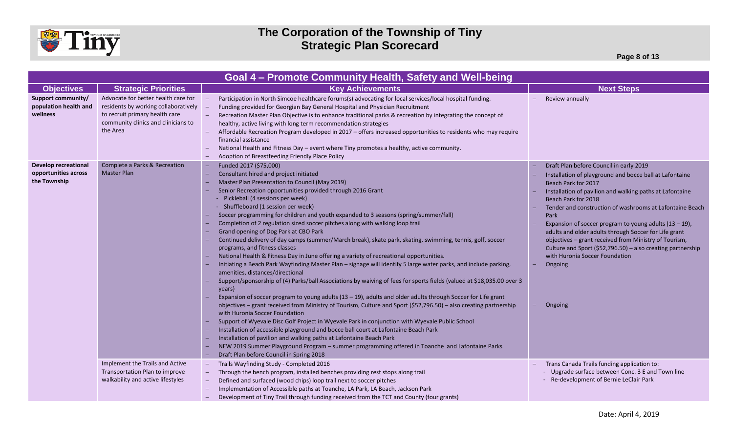# The Corporation of the Township of Tiny
## Strategic Plan Scorecard

### Goal 4 – Promote Community Health, Safety and Well-being

| Objectives | Strategic Priorities | Key Achievements | Next Steps |
|---|---|---|---|
| **Support community/ population health and wellness** | Advocate for better health care for residents by working collaboratively to recruit primary health care community clinics and clinicians to the Area | – Participation in North Simcoe healthcare forums(s) advocating for local services/local hospital funding.<br>– Funding provided for Georgian Bay General Hospital and Physician Recruitment<br>– Recreation Master Plan Objective is to enhance traditional parks & recreation by integrating the concept of healthy, active living with long term recommendation strategies<br>– Affordable Recreation Program developed in 2017 – offers increased opportunities to residents who may require financial assistance<br>– National Health and Fitness Day – event where Tiny promotes a healthy, active community.<br>– Adoption of Breastfeeding Friendly Place Policy | – Review annually |
| **Develop recreational opportunities across the Township** | Complete a Parks & Recreation Master Plan | – Funded 2017 ($75,000)<br>– Consultant hired and project initiated<br>– Master Plan Presentation to Council (May 2019)<br>– Senior Recreation opportunities provided through 2016 Grant<br>&nbsp;&nbsp;- Pickleball (4 sessions per week)<br>&nbsp;&nbsp;- Shuffleboard (1 session per week)<br>– Soccer programming for children and youth expanded to 3 seasons (spring/summer/fall)<br>– Completion of 2 regulation sized soccer pitches along with walking loop trail<br>– Grand opening of Dog Park at CBO Park<br>– Continued delivery of day camps (summer/March break), skate park, skating, swimming, tennis, golf, soccer programs, and fitness classes<br>– National Health & Fitness Day in June offering a variety of recreational opportunities.<br>– Initiating a Beach Park Wayfinding Master Plan – signage will identify 5 large water parks, and include parking, amenities, distances/directional<br>– Support/sponsorship of (4) Parks/ball Associations by waiving of fees for sports fields (valued at $18,035.00 over 3 years)<br>– Expansion of soccer program to young adults (13 – 19), adults and older adults through Soccer for Life grant objectives – grant received from Ministry of Tourism, Culture and Sport ($52,796.50) – also creating partnership with Huronia Soccer Foundation<br>– Support of Wyevale Disc Golf Project in Wyevale Park in conjunction with Wyevale Public School<br>– Installation of accessible playground and bocce ball court at Lafontaine Beach Park<br>– Installation of pavilion and walking paths at Lafontaine Beach Park<br>– NEW 2019 Summer Playground Program – summer programming offered in Toanche and Lafontaine Parks<br>– Draft Plan before Council in Spring 2018 | – Draft Plan before Council in early 2019<br>– Installation of playground and bocce ball at Lafontaine Beach Park for 2017<br>– Installation of pavilion and walking paths at Lafontaine Beach Park for 2018<br>– Tender and construction of washrooms at Lafontaine Beach Park<br>– Expansion of soccer program to young adults (13 – 19), adults and older adults through Soccer for Life grant objectives – grant received from Ministry of Tourism, Culture and Sport ($52,796.50) – also creating partnership with Huronia Soccer Foundation<br>– Ongoing<br>– Ongoing |
| | Implement the Trails and Active Transportation Plan to improve walkability and active lifestyles | – Trails Wayfinding Study - Completed 2016<br>– Through the bench program, installed benches providing rest stops along trail<br>– Defined and surfaced (wood chips) loop trail next to soccer pitches<br>– Implementation of Accessible paths at Toanche, LA Park, LA Beach, Jackson Park<br>– Development of Tiny Trail through funding received from the TCT and County (four grants) | – Trans Canada Trails funding application to:<br>&nbsp;&nbsp;- Upgrade surface between Conc. 3 E and Town line<br>&nbsp;&nbsp;- Re-development of Bernie LeClair Park |

Date: April 4, 2019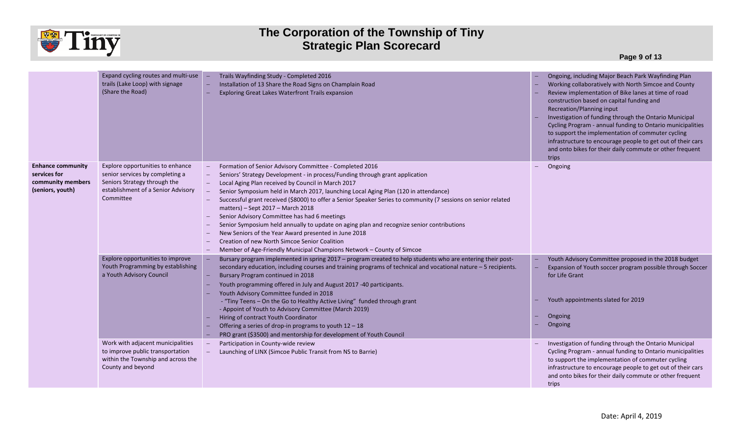# The Corporation of the Township of Tiny
## Strategic Plan Scorecard

| | | | |
|---|---|---|---|
| | Expand cycling routes and multi-use trails (Lake Loop) with signage (Share the Road) | – Trails Wayfinding Study - Completed 2016<br>– Installation of 13 Share the Road Signs on Champlain Road<br>– Exploring Great Lakes Waterfront Trails expansion | – Ongoing, including Major Beach Park Wayfinding Plan<br>– Working collaboratively with North Simcoe and County<br>– Review implementation of Bike lanes at time of road construction based on capital funding and Recreation/Planning input<br>– Investigation of funding through the Ontario Municipal Cycling Program - annual funding to Ontario municipalities to support the implementation of commuter cycling infrastructure to encourage people to get out of their cars and onto bikes for their daily commute or other frequent trips |
| **Enhance community services for community members (seniors, youth)** | Explore opportunities to enhance senior services by completing a Seniors Strategy through the establishment of a Senior Advisory Committee | – Formation of Senior Advisory Committee - Completed 2016<br>– Seniors' Strategy Development - in process/Funding through grant application<br>– Local Aging Plan received by Council in March 2017<br>– Senior Symposium held in March 2017, launching Local Aging Plan (120 in attendance)<br>– Successful grant received ($8000) to offer a Senior Speaker Series to community (7 sessions on senior related matters) – Sept 2017 – March 2018<br>– Senior Advisory Committee has had 6 meetings<br>– Senior Symposium held annually to update on aging plan and recognize senior contributions<br>– New Seniors of the Year Award presented in June 2018<br>– Creation of new North Simcoe Senior Coalition<br>– Member of Age-Friendly Municipal Champions Network – County of Simcoe | – Ongoing |
| | Explore opportunities to improve Youth Programming by establishing a Youth Advisory Council | – Bursary program implemented in spring 2017 – program created to help students who are entering their post-secondary education, including courses and training programs of technical and vocational nature – 5 recipients.<br>– Bursary Program continued in 2018<br>– Youth programming offered in July and August 2017 -40 participants.<br>– Youth Advisory Committee funded in 2018<br>- "Tiny Teens – On the Go to Healthy Active Living" funded through grant<br>- Appoint of Youth to Advisory Committee (March 2019)<br>– Hiring of contract Youth Coordinator<br>– Offering a series of drop-in programs to youth 12 – 18<br>– PRO grant ($3500) and mentorship for development of Youth Council | – Youth Advisory Committee proposed in the 2018 budget<br>– Expansion of Youth soccer program possible through Soccer for Life Grant<br>– Youth appointments slated for 2019<br>– Ongoing<br>– Ongoing |
| | Work with adjacent municipalities to improve public transportation within the Township and across the County and beyond | – Participation in County-wide review<br>– Launching of LINX (Simcoe Public Transit from NS to Barrie) | – Investigation of funding through the Ontario Municipal Cycling Program - annual funding to Ontario municipalities to support the implementation of commuter cycling infrastructure to encourage people to get out of their cars and onto bikes for their daily commute or other frequent trips |

Date: April 4, 2019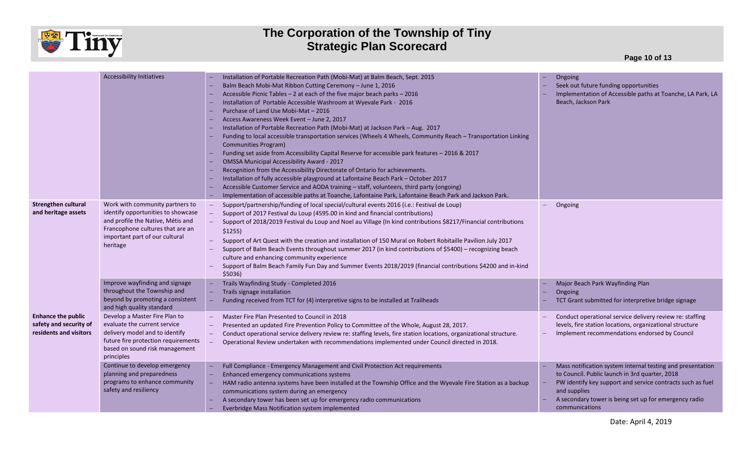| | | | |
|---|---|---|---|
| | Accessibility Initiatives | – Installation of Portable Recreation Path (Mobi-Mat) at Balm Beach, Sept. 2015<br>– Balm Beach Mobi-Mat Ribbon Cutting Ceremony – June 1, 2016<br>– Accessible Picnic Tables – 2 at each of the five major beach parks – 2016<br>– Installation of Portable Accessible Washroom at Wyevale Park - 2016<br>– Purchase of Land Use Mobi-Mat – 2016<br>– Access Awareness Week Event – June 2, 2017<br>– Installation of Portable Recreation Path (Mobi-Mat) at Jackson Park – Aug. 2017<br>– Funding to local accessible transportation services (Wheels 4 Wheels, Community Reach – Transportation Linking Communities Program)<br>– Funding set aside from Accessibility Capital Reserve for accessible park features – 2016 & 2017<br>– OMSSA Municipal Accessibility Award - 2017<br>– Recognition from the Accessibility Directorate of Ontario for achievements.<br>– Installation of fully accessible playground at Lafontaine Beach Park – October 2017<br>– Accessible Customer Service and AODA training – staff, volunteers, third party (ongoing)<br>– Implementation of accessible paths at Toanche, Lafontaine Park, Lafontaine Beach Park and Jackson Park. | – Ongoing<br>– Seek out future funding opportunities<br>– Implementation of Accessible paths at Toanche, LA Park, LA Beach, Jackson Park |
| **Strengthen cultural and heritage assets** | Work with community partners to identify opportunities to showcase and profile the Native, Métis and Francophone cultures that are an important part of our cultural heritage | – Support/partnership/funding of local special/cultural events 2016 (i.e.: Festival de Loup)<br>– Support of 2017 Festival du Loup (4595.00 in kind and financial contributions)<br>– Support of 2018/2019 Festival du Loup and Noel au Village (In kind contributions $8217/Financial contributions $1255)<br>– Support of Art Quest with the creation and installation of 150 Mural on Robert Robitaille Pavilion July 2017<br>– Support of Balm Beach Events throughout summer 2017 (in kind contributions of $5400) – recognizing beach culture and enhancing community experience<br>– Support of Balm Beach Family Fun Day and Summer Events 2018/2019 (financial contributions $4200 and in-kind $5036) | – Ongoing |
| | Improve wayfinding and signage throughout the Township and beyond by promoting a consistent and high quality standard | – Trails Wayfinding Study - Completed 2016<br>– Trails signage installation<br>– Funding received from TCT for (4) interpretive signs to be installed at Trailheads | – Major Beach Park Wayfinding Plan<br>– Ongoing<br>– TCT Grant submitted for interpretive bridge signage |
| **Enhance the public safety and security of residents and visitors** | Develop a Master Fire Plan to evaluate the current service delivery model and to identify future fire protection requirements based on sound risk management principles | – Master Fire Plan Presented to Council in 2018<br>– Presented an updated Fire Prevention Policy to Committee of the Whole, August 28, 2017.<br>– Conduct operational service delivery review re: staffing levels, fire station locations, organizational structure.<br>– Operational Review undertaken with recommendations implemented under Council directed in 2018. | – Conduct operational service delivery review re: staffing levels, fire station locations, organizational structure<br>– Implement recommendations endorsed by Council |
| | Continue to develop emergency planning and preparedness programs to enhance community safety and resiliency | – Full Compliance - Emergency Management and Civil Protection Act requirements<br>– Enhanced emergency communications systems<br>– HAM radio antenna systems have been installed at the Township Office and the Wyevale Fire Station as a backup communications system during an emergency<br>– A secondary tower has been set up for emergency radio communications<br>– Everbridge Mass Notification system implemented | – Mass notification system internal testing and presentation to Council. Public launch in 3rd quarter, 2018<br>– PW identify key support and service contracts such as fuel and supplies<br>– A secondary tower is being set up for emergency radio communications |

Date: April 4, 2019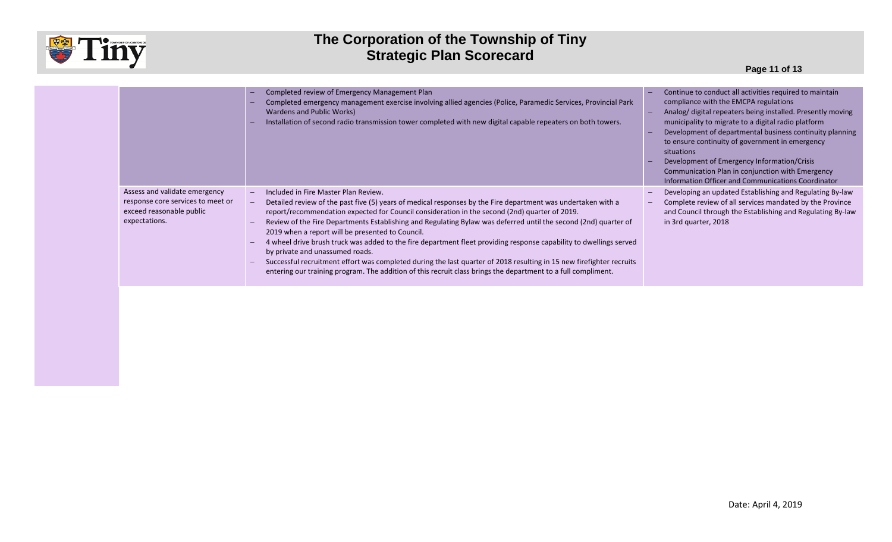| | | | |
|---|---|---|---|
| | | – Completed review of Emergency Management Plan<br>– Completed emergency management exercise involving allied agencies (Police, Paramedic Services, Provincial Park Wardens and Public Works)<br>– Installation of second radio transmission tower completed with new digital capable repeaters on both towers. | – Continue to conduct all activities required to maintain compliance with the EMCPA regulations<br>– Analog/ digital repeaters being installed. Presently moving municipality to migrate to a digital radio platform<br>– Development of departmental business continuity planning to ensure continuity of government in emergency situations<br>– Development of Emergency Information/Crisis Communication Plan in conjunction with Emergency Information Officer and Communications Coordinator |
| | Assess and validate emergency response core services to meet or exceed reasonable public expectations. | – Included in Fire Master Plan Review.<br>– Detailed review of the past five (5) years of medical responses by the Fire department was undertaken with a report/recommendation expected for Council consideration in the second (2nd) quarter of 2019.<br>– Review of the Fire Departments Establishing and Regulating Bylaw was deferred until the second (2nd) quarter of 2019 when a report will be presented to Council.<br>– 4 wheel drive brush truck was added to the fire department fleet providing response capability to dwellings served by private and unassumed roads.<br>– Successful recruitment effort was completed during the last quarter of 2018 resulting in 15 new firefighter recruits entering our training program. The addition of this recruit class brings the department to a full compliment. | – Developing an updated Establishing and Regulating By-law<br>– Complete review of all services mandated by the Province and Council through the Establishing and Regulating By-law in 3rd quarter, 2018 |

Date: April 4, 2019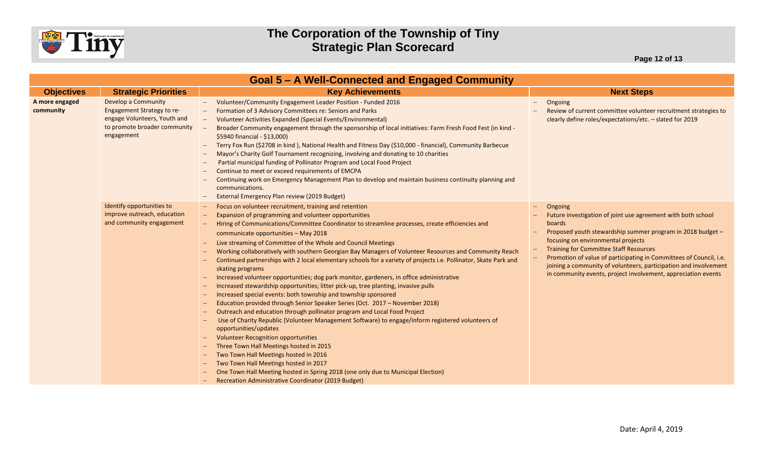# The Corporation of the Township of Tiny
# Strategic Plan Scorecard

## Goal 5 – A Well-Connected and Engaged Community

| Objectives | Strategic Priorities | Key Achievements | Next Steps |
|---|---|---|---|
| **A more engaged community** | Develop a Community Engagement Strategy to re-engage Volunteers, Youth and to promote broader community engagement | – Volunteer/Community Engagement Leader Position - Funded 2016<br>– Formation of 3 Advisory Committees re: Seniors and Parks<br>– Volunteer Activities Expanded (Special Events/Environmental)<br>– Broader Community engagement through the sponsorship of local initiatives: Farm Fresh Food Fest (in kind - \$5940 financial - \$13,000)<br>– Terry Fox Run (\$2708 in kind ), National Health and Fitness Day (\$10,000 - financial), Community Barbecue<br>– Mayor's Charity Golf Tournament recognizing, involving and donating to 10 charities<br>– Partial municipal funding of Pollinator Program and Local Food Project<br>– Continue to meet or exceed requirements of EMCPA<br>– Continuing work on Emergency Management Plan to develop and maintain business continuity planning and communications.<br>– External Emergency Plan review (2019 Budget) | – Ongoing<br>– Review of current committee volunteer recruitment strategies to clearly define roles/expectations/etc. – slated for 2019 |
| | Identify opportunities to improve outreach, education and community engagement | – Focus on volunteer recruitment, training and retention<br>– Expansion of programming and volunteer opportunities<br>– Hiring of Communications/Committee Coordinator to streamline processes, create efficiencies and communicate opportunities – May 2018<br>– Live streaming of Committee of the Whole and Council Meetings<br>– Working collaboratively with southern Georgian Bay Managers of Volunteer Resources and Community Reach<br>– Continued partnerships with 2 local elementary schools for a variety of projects i.e. Pollinator, Skate Park and skating programs<br>– Increased volunteer opportunities; dog park monitor, gardeners, in office administrative<br>– Increased stewardship opportunities; litter pick-up, tree planting, invasive pulls<br>– Increased special events: both township and township sponsored<br>– Education provided through Senior Speaker Series (Oct. 2017 – November 2018)<br>– Outreach and education through pollinator program and Local Food Project<br>– Use of Charity Republic (Volunteer Management Software) to engage/inform registered volunteers of opportunities/updates<br>– Volunteer Recognition opportunities<br>– Three Town Hall Meetings hosted in 2015<br>– Two Town Hall Meetings hosted in 2016<br>– Two Town Hall Meetings hosted in 2017<br>– One Town Hall Meeting hosted in Spring 2018 (one only due to Municipal Election)<br>– Recreation Administrative Coordinator (2019 Budget) | – Ongoing<br>– Future investigation of joint use agreement with both school boards<br>– Proposed youth stewardship summer program in 2018 budget – focusing on environmental projects<br>– Training for Committee Staff Resources<br>– Promotion of value of participating in Committees of Council, i.e. joining a community of volunteers, participation and involvement in community events, project involvement, appreciation events |

Date: April 4, 2019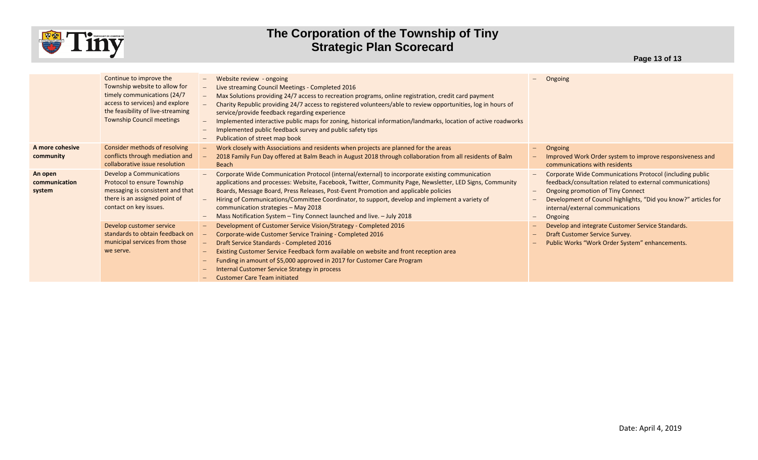# The Corporation of the Township of Tiny
## Strategic Plan Scorecard

| | | | |
|---|---|---|---|
| | Continue to improve the Township website to allow for timely communications (24/7 access to services) and explore the feasibility of live-streaming Township Council meetings | – Website review - ongoing<br>– Live streaming Council Meetings - Completed 2016<br>– Max Solutions providing 24/7 access to recreation programs, online registration, credit card payment<br>– Charity Republic providing 24/7 access to registered volunteers/able to review opportunities, log in hours of service/provide feedback regarding experience<br>– Implemented interactive public maps for zoning, historical information/landmarks, location of active roadworks<br>– Implemented public feedback survey and public safety tips<br>– Publication of street map book | – Ongoing |
| **A more cohesive community** | Consider methods of resolving conflicts through mediation and collaborative issue resolution | – Work closely with Associations and residents when projects are planned for the areas<br>– 2018 Family Fun Day offered at Balm Beach in August 2018 through collaboration from all residents of Balm Beach | – Ongoing<br>– Improved Work Order system to improve responsiveness and communications with residents |
| **An open communication system** | Develop a Communications Protocol to ensure Township messaging is consistent and that there is an assigned point of contact on key issues. | – Corporate Wide Communication Protocol (internal/external) to incorporate existing communication applications and processes: Website, Facebook, Twitter, Community Page, Newsletter, LED Signs, Community Boards, Message Board, Press Releases, Post-Event Promotion and applicable policies<br>– Hiring of Communications/Committee Coordinator, to support, develop and implement a variety of communication strategies – May 2018<br>– Mass Notification System – Tiny Connect launched and live. – July 2018 | – Corporate Wide Communications Protocol (including public feedback/consultation related to external communications)<br>– Ongoing promotion of Tiny Connect<br>– Development of Council highlights, "Did you know?" articles for internal/external communications<br>– Ongoing |
| | Develop customer service standards to obtain feedback on municipal services from those we serve. | – Development of Customer Service Vision/Strategy - Completed 2016<br>– Corporate-wide Customer Service Training - Completed 2016<br>– Draft Service Standards - Completed 2016<br>– Existing Customer Service Feedback form available on website and front reception area<br>– Funding in amount of $5,000 approved in 2017 for Customer Care Program<br>– Internal Customer Service Strategy in process<br>– Customer Care Team initiated | – Develop and integrate Customer Service Standards.<br>– Draft Customer Service Survey.<br>– Public Works "Work Order System" enhancements. |

Date: April 4, 2019